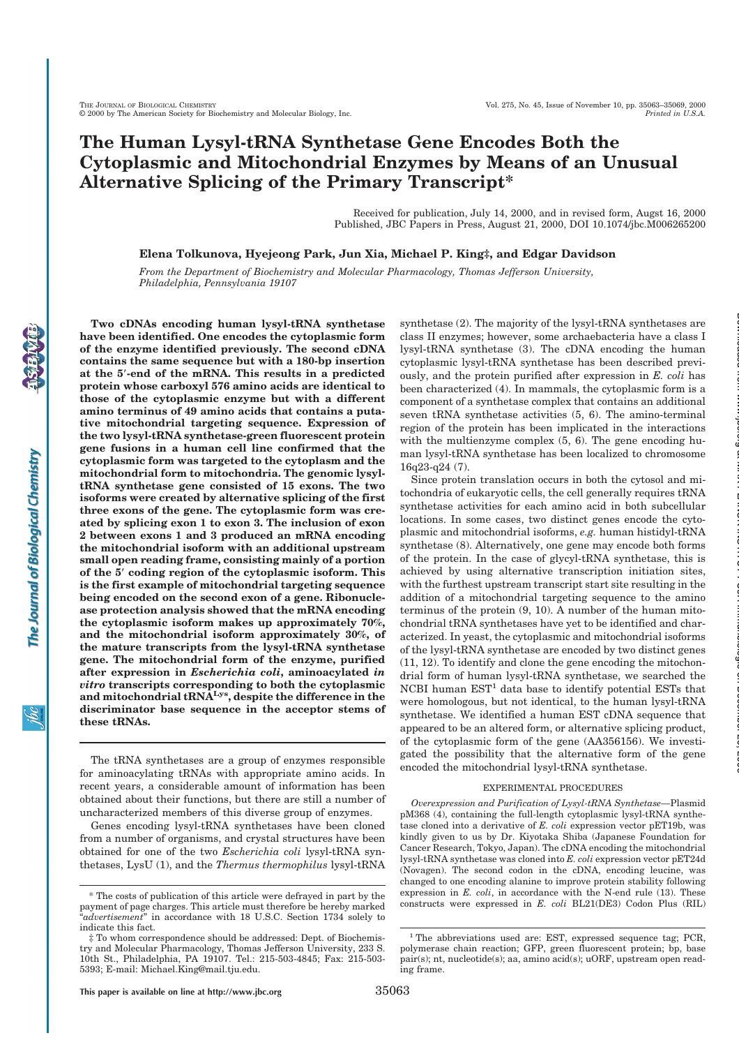# The Human Lysyl-tRNA Synthetase Gene Encodes Both the Cytoplasmic and Mitochondrial Enzymes by Means of an Unusual Alternative Splicing of the Primary Transcript*

Received for publication, July 14, 2000, and in revised form, Augst 16, 2000
Published, JBC Papers in Press, August 21, 2000, DOI 10.1074/jbc.M006265200

**Elena Tolkunova, Hyejeong Park, Jun Xia, Michael P. King‡, and Edgar Davidson**

*From the Department of Biochemistry and Molecular Pharmacology, Thomas Jefferson University, Philadelphia, Pennsylvania 19107*

**Two cDNAs encoding human lysyl-tRNA synthetase have been identified. One encodes the cytoplasmic form of the enzyme identified previously. The second cDNA contains the same sequence but with a 180-bp insertion at the 5′-end of the mRNA. This results in a predicted protein whose carboxyl 576 amino acids are identical to those of the cytoplasmic enzyme but with a different amino terminus of 49 amino acids that contains a putative mitochondrial targeting sequence. Expression of the two lysyl-tRNA synthetase-green fluorescent protein gene fusions in a human cell line confirmed that the cytoplasmic form was targeted to the cytoplasm and the mitochondrial form to mitochondria. The genomic lysyl-tRNA synthetase gene consisted of 15 exons. The two isoforms were created by alternative splicing of the first three exons of the gene. The cytoplasmic form was created by splicing exon 1 to exon 3. The inclusion of exon 2 between exons 1 and 3 produced an mRNA encoding the mitochondrial isoform with an additional upstream small open reading frame, consisting mainly of a portion of the 5′ coding region of the cytoplasmic isoform. This is the first example of mitochondrial targeting sequence being encoded on the second exon of a gene. Ribonuclease protection analysis showed that the mRNA encoding the cytoplasmic isoform makes up approximately 70%, and the mitochondrial isoform approximately 30%, of the mature transcripts from the lysyl-tRNA synthetase gene. The mitochondrial form of the enzyme, purified after expression in *Escherichia coli*, aminoacylated *in vitro* transcripts corresponding to both the cytoplasmic and mitochondrial tRNA$^{Lys}$, despite the difference in the discriminator base sequence in the acceptor stems of these tRNAs.**

The tRNA synthetases are a group of enzymes responsible for aminoacylating tRNAs with appropriate amino acids. In recent years, a considerable amount of information has been obtained about their functions, but there are still a number of uncharacterized members of this diverse group of enzymes.

Genes encoding lysyl-tRNA synthetases have been cloned from a number of organisms, and crystal structures have been obtained for one of the two *Escherichia coli* lysyl-tRNA synthetases, LysU (1), and the *Thermus thermophilus* lysyl-tRNA synthetase (2). The majority of the lysyl-tRNA synthetases are class II enzymes; however, some archaebacteria have a class I lysyl-tRNA synthetase (3). The cDNA encoding the human cytoplasmic lysyl-tRNA synthetase has been described previously, and the protein purified after expression in *E. coli* has been characterized (4). In mammals, the cytoplasmic form is a component of a synthetase complex that contains an additional seven tRNA synthetase activities (5, 6). The amino-terminal region of the protein has been implicated in the interactions with the multienzyme complex (5, 6). The gene encoding human lysyl-tRNA synthetase has been localized to chromosome 16q23-q24 (7).

Since protein translation occurs in both the cytosol and mitochondria of eukaryotic cells, the cell generally requires tRNA synthetase activities for each amino acid in both subcellular locations. In some cases, two distinct genes encode the cytoplasmic and mitochondrial isoforms, *e.g.* human histidyl-tRNA synthetase (8). Alternatively, one gene may encode both forms of the protein. In the case of glycyl-tRNA synthetase, this is achieved by using alternative transcription initiation sites, with the furthest upstream transcript start site resulting in the addition of a mitochondrial targeting sequence to the amino terminus of the protein (9, 10). A number of the human mitochondrial tRNA synthetases have yet to be identified and characterized. In yeast, the cytoplasmic and mitochondrial isoforms of the lysyl-tRNA synthetase are encoded by two distinct genes (11, 12). To identify and clone the gene encoding the mitochondrial form of human lysyl-tRNA synthetase, we searched the NCBI human EST[1] data base to identify potential ESTs that were homologous, but not identical, to the human lysyl-tRNA synthetase. We identified a human EST cDNA sequence that appeared to be an altered form, or alternative splicing product, of the cytoplasmic form of the gene (AA356156). We investigated the possibility that the alternative form of the gene encoded the mitochondrial lysyl-tRNA synthetase.

## EXPERIMENTAL PROCEDURES

*Overexpression and Purification of Lysyl-tRNA Synthetase*—Plasmid pM368 (4), containing the full-length cytoplasmic lysyl-tRNA synthetase cloned into a derivative of *E. coli* expression vector pET19b, was kindly given to us by Dr. Kiyotaka Shiba (Japanese Foundation for Cancer Research, Tokyo, Japan). The cDNA encoding the mitochondrial lysyl-tRNA synthetase was cloned into *E. coli* expression vector pET24d (Novagen). The second codon in the cDNA, encoding leucine, was changed to one encoding alanine to improve protein stability following expression in *E. coli*, in accordance with the N-end rule (13). These constructs were expressed in *E. coli* BL21(DE3) Codon Plus (RIL)

\* The costs of publication of this article were defrayed in part by the payment of page charges. This article must therefore be hereby marked "*advertisement*" in accordance with 18 U.S.C. Section 1734 solely to indicate this fact.

‡ To whom correspondence should be addressed: Dept. of Biochemistry and Molecular Pharmacology, Thomas Jefferson University, 233 S. 10th St., Philadelphia, PA 19107. Tel.: 215-503-4845; Fax: 215-503-5393; E-mail: Michael.King@mail.tju.edu.

[1] The abbreviations used are: EST, expressed sequence tag; PCR, polymerase chain reaction; GFP, green fluorescent protein; bp, base pair(s); nt, nucleotide(s); aa, amino acid(s); uORF, upstream open reading frame.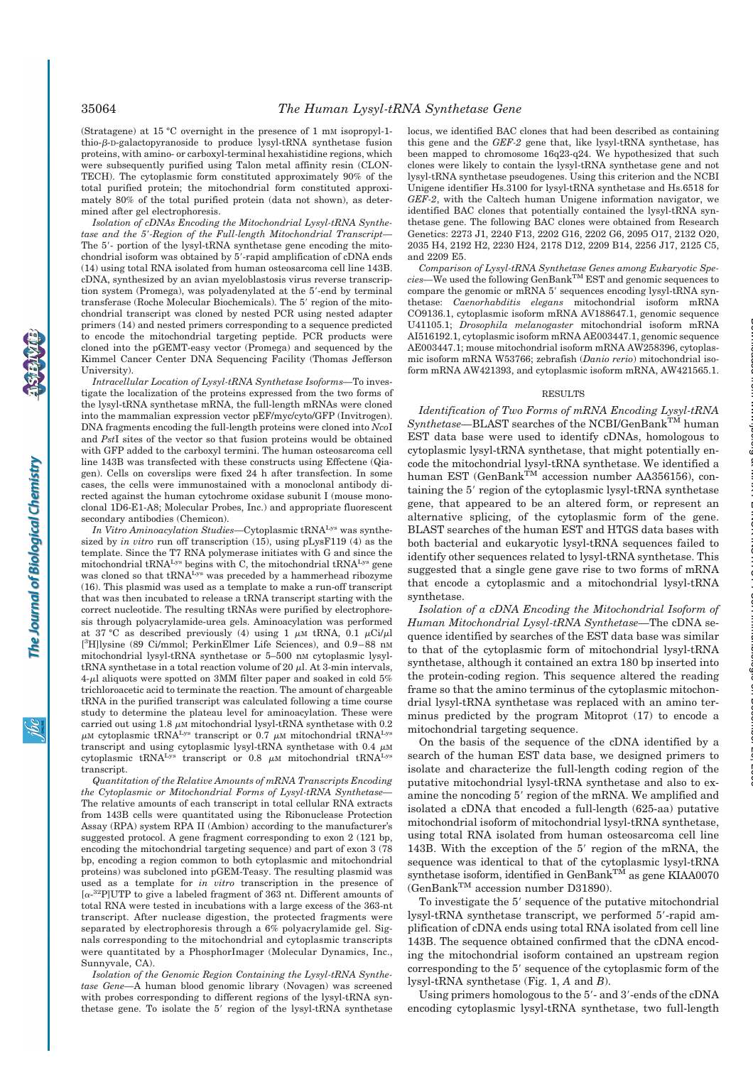(Stratagene) at 15 °C overnight in the presence of 1 mM isopropyl-1-thio-β-D-galactopyranoside to produce lysyl-tRNA synthetase fusion proteins, with amino- or carboxyl-terminal hexahistidine regions, which were subsequently purified using Talon metal affinity resin (CLONTECH). The cytoplasmic form constituted approximately 90% of the total purified protein; the mitochondrial form constituted approximately 80% of the total purified protein (data not shown), as determined after gel electrophoresis.

*Isolation of cDNAs Encoding the Mitochondrial Lysyl-tRNA Synthetase and the 5′-Region of the Full-length Mitochondrial Transcript*—The 5′- portion of the lysyl-tRNA synthetase gene encoding the mitochondrial isoform was obtained by 5′-rapid amplification of cDNA ends (14) using total RNA isolated from human osteosarcoma cell line 143B. cDNA, synthesized by an avian myeloblastosis virus reverse transcription system (Promega), was polyadenylated at the 5′-end by terminal transferase (Roche Molecular Biochemicals). The 5′ region of the mitochondrial transcript was cloned by nested PCR using nested adapter primers (14) and nested primers corresponding to a sequence predicted to encode the mitochondrial targeting peptide. PCR products were cloned into the pGEMT-easy vector (Promega) and sequenced by the Kimmel Cancer Center DNA Sequencing Facility (Thomas Jefferson University).

*Intracellular Location of Lysyl-tRNA Synthetase Isoforms*—To investigate the localization of the proteins expressed from the two forms of the lysyl-tRNA synthetase mRNA, the full-length mRNAs were cloned into the mammalian expression vector pEF/myc/cyto/GFP (Invitrogen). DNA fragments encoding the full-length proteins were cloned into *Nco*I and *Pst*I sites of the vector so that fusion proteins would be obtained with GFP added to the carboxyl termini. The human osteosarcoma cell line 143B was transfected with these constructs using Effectene (Qiagen). Cells on coverslips were fixed 24 h after transfection. In some cases, the cells were immunostained with a monoclonal antibody directed against the human cytochrome oxidase subunit I (mouse monoclonal 1D6-E1-A8; Molecular Probes, Inc.) and appropriate fluorescent secondary antibodies (Chemicon).

*In Vitro Aminoacylation Studies*—Cytoplasmic $tRNA^{Lys}$ was synthesized by *in vitro* run off transcription (15), using pLysF119 (4) as the template. Since the T7 RNA polymerase initiates with G and since the mitochondrial $tRNA^{Lys}$ begins with C, the mitochondrial $tRNA^{Lys}$ gene was cloned so that $tRNA^{Lys}$ was preceded by a hammerhead ribozyme (16). This plasmid was used as a template to make a run-off transcript that was then incubated to release a tRNA transcript starting with the correct nucleotide. The resulting tRNAs were purified by electrophoresis through polyacrylamide-urea gels. Aminoacylation was performed at 37 °C as described previously (4) using 1 μM tRNA, 0.1 μCi/μl [$^{3}$H]lysine (89 Ci/mmol; PerkinElmer Life Sciences), and 0.9–88 nM mitochondrial lysyl-tRNA synthetase or 5–500 nM cytoplasmic lysyl-tRNA synthetase in a total reaction volume of 20 μl. At 3-min intervals, 4-μl aliquots were spotted on 3MM filter paper and soaked in cold 5% trichloroacetic acid to terminate the reaction. The amount of chargeable tRNA in the purified transcript was calculated following a time course study to determine the plateau level for aminoacylation. These were carried out using 1.8 μM mitochondrial lysyl-tRNA synthetase with 0.2 μM cytoplasmic $tRNA^{Lys}$ transcript or 0.7 μM mitochondrial $tRNA^{Lys}$ transcript and using cytoplasmic lysyl-tRNA synthetase with 0.4 μM cytoplasmic $tRNA^{Lys}$ transcript or 0.8 μM mitochondrial $tRNA^{Lys}$ transcript.

*Quantitation of the Relative Amounts of mRNA Transcripts Encoding the Cytoplasmic or Mitochondrial Forms of Lysyl-tRNA Synthetase*—The relative amounts of each transcript in total cellular RNA extracts from 143B cells were quantitated using the Ribonuclease Protection Assay (RPA) system RPA II (Ambion) according to the manufacturer's suggested protocol. A gene fragment corresponding to exon 2 (121 bp, encoding the mitochondrial targeting sequence) and part of exon 3 (78 bp, encoding a region common to both cytoplasmic and mitochondrial proteins) was subcloned into pGEM-Teasy. The resulting plasmid was used as a template for *in vitro* transcription in the presence of [α-$^{32}$P]UTP to give a labeled fragment of 363 nt. Different amounts of total RNA were tested in incubations with a large excess of the 363-nt transcript. After nuclease digestion, the protected fragments were separated by electrophoresis through a 6% polyacrylamide gel. Signals corresponding to the mitochondrial and cytoplasmic transcripts were quantitated by a PhosphorImager (Molecular Dynamics, Inc., Sunnyvale, CA).

*Isolation of the Genomic Region Containing the Lysyl-tRNA Synthetase Gene*—A human blood genomic library (Novagen) was screened with probes corresponding to different regions of the lysyl-tRNA synthetase gene. To isolate the 5′ region of the lysyl-tRNA synthetase locus, we identified BAC clones that had been described as containing this gene and the *GEF-2* gene that, like lysyl-tRNA synthetase, has been mapped to chromosome 16q23-q24. We hypothesized that such clones were likely to contain the lysyl-tRNA synthetase gene and not lysyl-tRNA synthetase pseudogenes. Using this criterion and the NCBI Unigene identifier Hs.3100 for lysyl-tRNA synthetase and Hs.6518 for *GEF-2*, with the Caltech human Unigene information navigator, we identified BAC clones that potentially contained the lysyl-tRNA synthetase gene. The following BAC clones were obtained from Research Genetics: 2273 J1, 2240 F13, 2202 G16, 2202 G6, 2095 O17, 2132 O20, 2035 H4, 2192 H2, 2230 H24, 2178 D12, 2209 B14, 2256 J17, 2125 C5, and 2209 E5.

*Comparison of Lysyl-tRNA Synthetase Genes among Eukaryotic Species*—We used the following GenBank™ EST and genomic sequences to compare the genomic or mRNA 5′ sequences encoding lysyl-tRNA synthetase: *Caenorhabditis elegans* mitochondrial isoform mRNA CO9136.1, cytoplasmic isoform mRNA AV188647.1, genomic sequence U41105.1; *Drosophila melanogaster* mitochondrial isoform mRNA AI516192.1, cytoplasmic isoform mRNA AE003447.1, genomic sequence AE003447.1; mouse mitochondrial isoform mRNA AW258396, cytoplasmic isoform mRNA W53766; zebrafish (*Danio rerio*) mitochondrial isoform mRNA AW421393, and cytoplasmic isoform mRNA, AW421565.1.

## RESULTS

*Identification of Two Forms of mRNA Encoding Lysyl-tRNA Synthetase*—BLAST searches of the NCBI/GenBank™ human EST data base were used to identify cDNAs, homologous to cytoplasmic lysyl-tRNA synthetase, that might potentially encode the mitochondrial lysyl-tRNA synthetase. We identified a human EST (GenBank™ accession number AA356156), containing the 5′ region of the cytoplasmic lysyl-tRNA synthetase gene, that appeared to be an altered form, or represent an alternative splicing, of the cytoplasmic form of the gene. BLAST searches of the human EST and HTGS data bases with both bacterial and eukaryotic lysyl-tRNA sequences failed to identify other sequences related to lysyl-tRNA synthetase. This suggested that a single gene gave rise to two forms of mRNA that encode a cytoplasmic and a mitochondrial lysyl-tRNA synthetase.

*Isolation of a cDNA Encoding the Mitochondrial Isoform of Human Mitochondrial Lysyl-tRNA Synthetase*—The cDNA sequence identified by searches of the EST data base was similar to that of the cytoplasmic form of mitochondrial lysyl-tRNA synthetase, although it contained an extra 180 bp inserted into the protein-coding region. This sequence altered the reading frame so that the amino terminus of the cytoplasmic mitochondrial lysyl-tRNA synthetase was replaced with an amino terminus predicted by the program Mitoprot (17) to encode a mitochondrial targeting sequence.

On the basis of the sequence of the cDNA identified by a search of the human EST data base, we designed primers to isolate and characterize the full-length coding region of the putative mitochondrial lysyl-tRNA synthetase and also to examine the noncoding 5′ region of the mRNA. We amplified and isolated a cDNA that encoded a full-length (625-aa) putative mitochondrial isoform of mitochondrial lysyl-tRNA synthetase, using total RNA isolated from human osteosarcoma cell line 143B. With the exception of the 5′ region of the mRNA, the sequence was identical to that of the cytoplasmic lysyl-tRNA synthetase isoform, identified in GenBank™ as gene KIAA0070 (GenBank™ accession number D31890).

To investigate the 5′ sequence of the putative mitochondrial lysyl-tRNA synthetase transcript, we performed 5′-rapid amplification of cDNA ends using total RNA isolated from cell line 143B. The sequence obtained confirmed that the cDNA encoding the mitochondrial isoform contained an upstream region corresponding to the 5′ sequence of the cytoplasmic form of the lysyl-tRNA synthetase (Fig. 1, *A* and *B*).

Using primers homologous to the 5′- and 3′-ends of the cDNA encoding cytoplasmic lysyl-tRNA synthetase, two full-length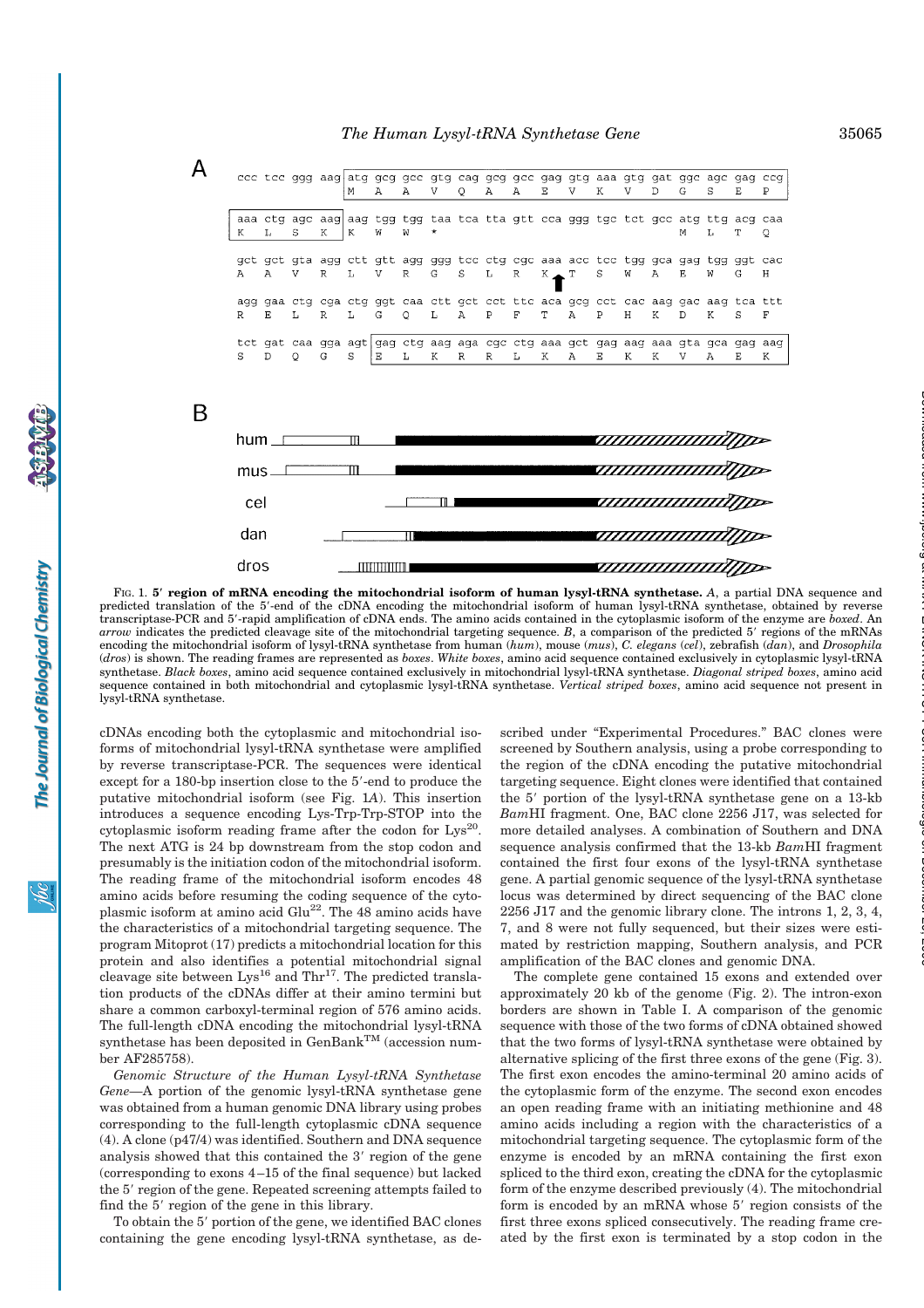A

```
ccc tcc ggg aag atg gcg gcc gtg cag gcg gcc gag gtg aaa gtg gat ggc agc gag ccg
                 M   A   A   V   Q   A   A   E   V   K   V   D   G   S   E   P

aaa ctg agc aag aag tgg tgg taa tca tta gtt cca ggg tgc tct gcc atg ttg acg caa
 K   L   S   K   K   W   W   *                                  M   L   T   Q

gct gct gta agg ctt gtt agg ggg tcc ctg cgc aaa acc tcc tgg gca gag tgg ggt cac
 A   A   V   R   L   V   R   G   S   L   R   K   T   S   W   A   E   W   G   H

agg gaa ctg cga ctg ggt caa ctt gct cct ttc aca gcg cct cac aag gac aag tca ttt
 R   E   L   R   L   G   Q   L   A   P   F   T   A   P   H   K   D   K   S   F

tct gat caa gga agt gag ctg aag aga cgc ctg aaa gct gag aag aaa gta gca gag aag
 S   D   Q   G   S   E   L   K   R   R   L   K   A   E   K   K   V   A   E   K
```

B

hum, mus, cel, dan, dros

FIG. 1. **5′ region of mRNA encoding the mitochondrial isoform of human lysyl-tRNA synthetase.** *A*, a partial DNA sequence and predicted translation of the 5′-end of the cDNA encoding the mitochondrial isoform of human lysyl-tRNA synthetase, obtained by reverse transcriptase-PCR and 5′-rapid amplification of cDNA ends. The amino acids contained in the cytoplasmic isoform of the enzyme are *boxed*. An *arrow* indicates the predicted cleavage site of the mitochondrial targeting sequence. *B*, a comparison of the predicted 5′ regions of the mRNAs encoding the mitochondrial isoform of lysyl-tRNA synthetase from human (*hum*), mouse (*mus*), *C. elegans* (*cel*), zebrafish (*dan*), and *Drosophila* (*dros*) is shown. The reading frames are represented as *boxes*. *White boxes*, amino acid sequence contained exclusively in cytoplasmic lysyl-tRNA synthetase. *Black boxes*, amino acid sequence contained exclusively in mitochondrial lysyl-tRNA synthetase. *Diagonal striped boxes*, amino acid sequence contained in both mitochondrial and cytoplasmic lysyl-tRNA synthetase. *Vertical striped boxes*, amino acid sequence not present in lysyl-tRNA synthetase.

cDNAs encoding both the cytoplasmic and mitochondrial isoforms of mitochondrial lysyl-tRNA synthetase were amplified by reverse transcriptase-PCR. The sequences were identical except for a 180-bp insertion close to the 5′-end to produce the putative mitochondrial isoform (see Fig. 1*A*). This insertion introduces a sequence encoding Lys-Trp-Trp-STOP into the cytoplasmic isoform reading frame after the codon for $Lys^{20}$. The next ATG is 24 bp downstream from the stop codon and presumably is the initiation codon of the mitochondrial isoform. The reading frame of the mitochondrial isoform encodes 48 amino acids before resuming the coding sequence of the cytoplasmic isoform at amino acid $Glu^{22}$. The 48 amino acids have the characteristics of a mitochondrial targeting sequence. The program Mitoprot (17) predicts a mitochondrial location for this protein and also identifies a potential mitochondrial signal cleavage site between $Lys^{16}$ and $Thr^{17}$. The predicted translation products of the cDNAs differ at their amino termini but share a common carboxyl-terminal region of 576 amino acids. The full-length cDNA encoding the mitochondrial lysyl-tRNA synthetase has been deposited in GenBank™ (accession number AF285758).

*Genomic Structure of the Human Lysyl-tRNA Synthetase Gene*—A portion of the genomic lysyl-tRNA synthetase gene was obtained from a human genomic DNA library using probes corresponding to the full-length cytoplasmic cDNA sequence (4). A clone (p47/4) was identified. Southern and DNA sequence analysis showed that this contained the 3′ region of the gene (corresponding to exons 4–15 of the final sequence) but lacked the 5′ region of the gene. Repeated screening attempts failed to find the 5′ region of the gene in this library.

To obtain the 5′ portion of the gene, we identified BAC clones containing the gene encoding lysyl-tRNA synthetase, as described under "Experimental Procedures." BAC clones were screened by Southern analysis, using a probe corresponding to the region of the cDNA encoding the putative mitochondrial targeting sequence. Eight clones were identified that contained the 5′ portion of the lysyl-tRNA synthetase gene on a 13-kb *Bam*HI fragment. One, BAC clone 2256 J17, was selected for more detailed analyses. A combination of Southern and DNA sequence analysis confirmed that the 13-kb *Bam*HI fragment contained the first four exons of the lysyl-tRNA synthetase gene. A partial genomic sequence of the lysyl-tRNA synthetase locus was determined by direct sequencing of the BAC clone 2256 J17 and the genomic library clone. The introns 1, 2, 3, 4, 7, and 8 were not fully sequenced, but their sizes were estimated by restriction mapping, Southern analysis, and PCR amplification of the BAC clones and genomic DNA.

The complete gene contained 15 exons and extended over approximately 20 kb of the genome (Fig. 2). The intron-exon borders are shown in Table I. A comparison of the genomic sequence with those of the two forms of cDNA obtained showed that the two forms of lysyl-tRNA synthetase were obtained by alternative splicing of the first three exons of the gene (Fig. 3). The first exon encodes the amino-terminal 20 amino acids of the cytoplasmic form of the enzyme. The second exon encodes an open reading frame with an initiating methionine and 48 amino acids including a region with the characteristics of a mitochondrial targeting sequence. The cytoplasmic form of the enzyme is encoded by an mRNA containing the first exon spliced to the third exon, creating the cDNA for the cytoplasmic form of the enzyme described previously (4). The mitochondrial form is encoded by an mRNA whose 5′ region consists of the first three exons spliced consecutively. The reading frame created by the first exon is terminated by a stop codon in the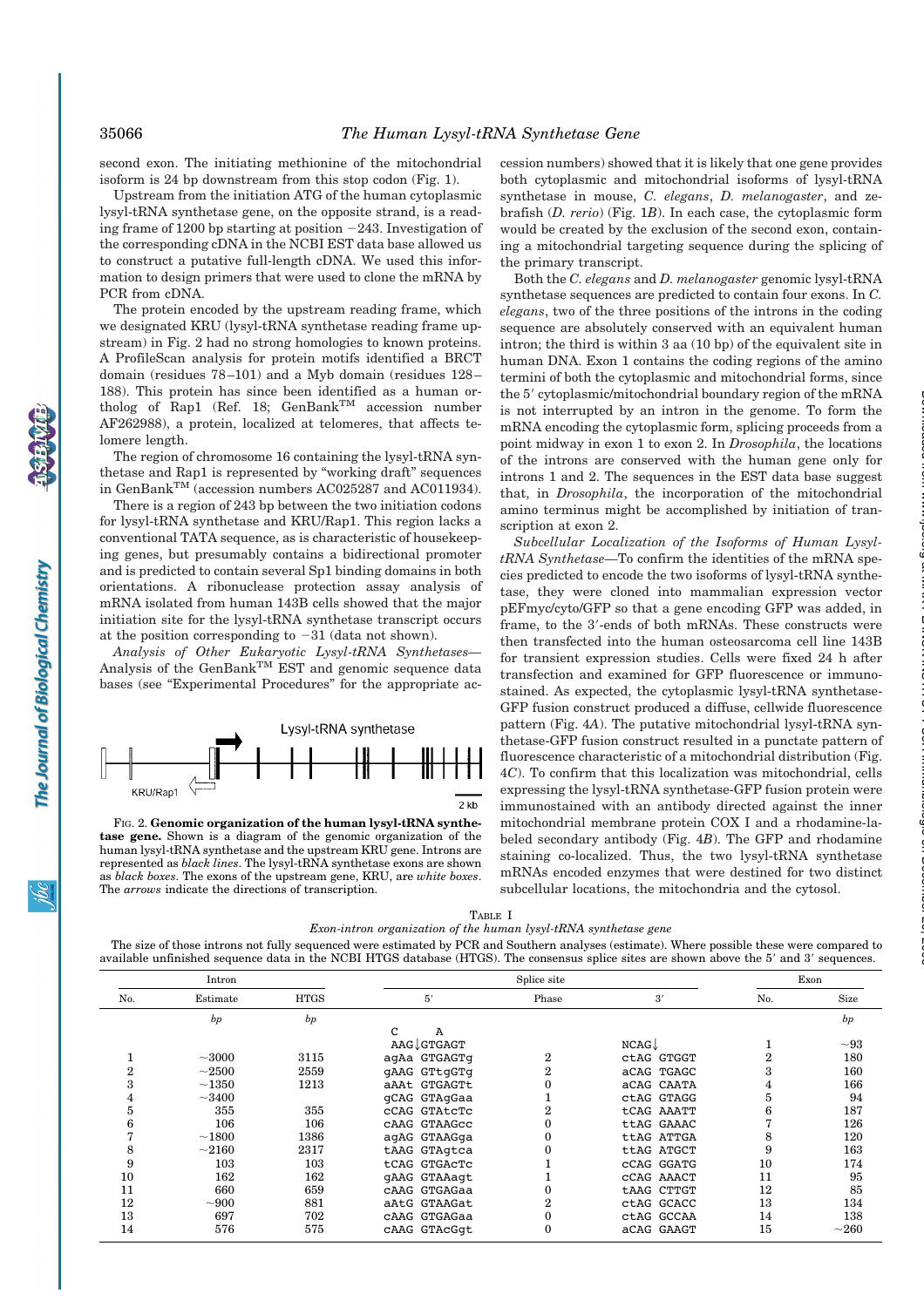second exon. The initiating methionine of the mitochondrial isoform is 24 bp downstream from this stop codon (Fig. 1).

Upstream from the initiation ATG of the human cytoplasmic lysyl-tRNA synthetase gene, on the opposite strand, is a reading frame of 1200 bp starting at position −243. Investigation of the corresponding cDNA in the NCBI EST data base allowed us to construct a putative full-length cDNA. We used this information to design primers that were used to clone the mRNA by PCR from cDNA.

The protein encoded by the upstream reading frame, which we designated KRU (lysyl-tRNA synthetase reading frame upstream) in Fig. 2 had no strong homologies to known proteins. A ProfileScan analysis for protein motifs identified a BRCT domain (residues 78–101) and a Myb domain (residues 128–188). This protein has since been identified as a human ortholog of Rap1 (Ref. 18; GenBank™ accession number AF262988), a protein, localized at telomeres, that affects telomere length.

The region of chromosome 16 containing the lysyl-tRNA synthetase and Rap1 is represented by "working draft" sequences in GenBank™ (accession numbers AC025287 and AC011934).

There is a region of 243 bp between the two initiation codons for lysyl-tRNA synthetase and KRU/Rap1. This region lacks a conventional TATA sequence, as is characteristic of housekeeping genes, but presumably contains a bidirectional promoter and is predicted to contain several Sp1 binding domains in both orientations. A ribonuclease protection assay analysis of mRNA isolated from human 143B cells showed that the major initiation site for the lysyl-tRNA synthetase transcript occurs at the position corresponding to −31 (data not shown).

*Analysis of Other Eukaryotic Lysyl-tRNA Synthetases*—Analysis of the GenBank™ EST and genomic sequence data bases (see "Experimental Procedures" for the appropriate accession numbers) showed that it is likely that one gene provides both cytoplasmic and mitochondrial isoforms of lysyl-tRNA synthetase in mouse, *C. elegans*, *D. melanogaster*, and zebrafish (*D. rerio*) (Fig. 1*B*). In each case, the cytoplasmic form would be created by the exclusion of the second exon, containing a mitochondrial targeting sequence during the splicing of the primary transcript.

Both the *C. elegans* and *D. melanogaster* genomic lysyl-tRNA synthetase sequences are predicted to contain four exons. In *C. elegans*, two of the three positions of the introns in the coding sequence are absolutely conserved with an equivalent human intron; the third is within 3 aa (10 bp) of the equivalent site in human DNA. Exon 1 contains the coding regions of the amino termini of both the cytoplasmic and mitochondrial forms, since the 5′ cytoplasmic/mitochondrial boundary region of the mRNA is not interrupted by an intron in the genome. To form the mRNA encoding the cytoplasmic form, splicing proceeds from a point midway in exon 1 to exon 2. In *Drosophila*, the locations of the introns are conserved with the human gene only for introns 1 and 2. The sequences in the EST data base suggest that, in *Drosophila*, the incorporation of the mitochondrial amino terminus might be accomplished by initiation of transcription at exon 2.

*Subcellular Localization of the Isoforms of Human Lysyl-tRNA Synthetase*—To confirm the identities of the mRNA species predicted to encode the two isoforms of lysyl-tRNA synthetase, they were cloned into mammalian expression vector pEFmyc/cyto/GFP so that a gene encoding GFP was added, in frame, to the 3′-ends of both mRNAs. These constructs were then transfected into the human osteosarcoma cell line 143B for transient expression studies. Cells were fixed 24 h after transfection and examined for GFP fluorescence or immunostained. As expected, the cytoplasmic lysyl-tRNA synthetase-GFP fusion construct produced a diffuse, cellwide fluorescence pattern (Fig. 4*A*). The putative mitochondrial lysyl-tRNA synthetase-GFP fusion construct resulted in a punctate pattern of fluorescence characteristic of a mitochondrial distribution (Fig. 4*C*). To confirm that this localization was mitochondrial, cells expressing the lysyl-tRNA synthetase-GFP fusion protein were immunostained with an antibody directed against the inner mitochondrial membrane protein COX I and a rhodamine-labeled secondary antibody (Fig. 4*B*). The GFP and rhodamine staining co-localized. Thus, the two lysyl-tRNA synthetase mRNAs encoded enzymes that were destined for two distinct subcellular locations, the mitochondria and the cytosol.

Lysyl-tRNA synthetase

KRU/Rap1

2 kb

FIG. 2. **Genomic organization of the human lysyl-tRNA synthetase gene.** Shown is a diagram of the genomic organization of the human lysyl-tRNA synthetase and the upstream KRU gene. Introns are represented as *black lines*. The lysyl-tRNA synthetase exons are shown as *black boxes*. The exons of the upstream gene, KRU, are *white boxes*. The *arrows* indicate the directions of transcription.

TABLE I
*Exon-intron organization of the human lysyl-tRNA synthetase gene*

The size of those introns not fully sequenced were estimated by PCR and Southern analyses (estimate). Where possible these were compared to available unfinished sequence data in the NCBI HTGS database (HTGS). The consensus splice sites are shown above the 5′ and 3′ sequences.

| Intron | | | Splice site | | | Exon | |
|---|---|---|---|---|---|---|---|
| No. | Estimate | HTGS | 5′ | Phase | 3′ | No. | Size |
| | *bp* | *bp* | C A<br>AAG↓GTGAGT | | NCAG↓ | | *bp* |
| | | | | | | 1 | ~93 |
| 1 | ~3000 | 3115 | agAa GTGAGTg | 2 | ctAG GTGGT | 2 | 180 |
| 2 | ~2500 | 2559 | gAAG GTtgGTg | 2 | aCAG TGAGC | 3 | 160 |
| 3 | ~1350 | 1213 | aAAt GTGAGTt | 0 | aCAG CAATA | 4 | 166 |
| 4 | ~3400 | | gCAG GTAgGaa | 1 | ctAG GTAGG | 5 | 94 |
| 5 | 355 | 355 | cCAG GTAtcTc | 2 | tCAG AAATT | 6 | 187 |
| 6 | 106 | 106 | cAAG GTAAGcc | 0 | ttAG GAAAC | 7 | 126 |
| 7 | ~1800 | 1386 | agAG GTAAGga | 0 | ttAG ATTGA | 8 | 120 |
| 8 | ~2160 | 2317 | tAAG GTAgtca | 0 | ttAG ATGCT | 9 | 163 |
| 9 | 103 | 103 | tCAG GTGAcTc | 1 | cCAG GGATG | 10 | 174 |
| 10 | 162 | 162 | gAAG GTAAagt | 1 | cCAG AAACT | 11 | 95 |
| 11 | 660 | 659 | cAAG GTGAGaa | 0 | tAAG CTTGT | 12 | 85 |
| 12 | ~900 | 881 | aAtG GTAAGat | 2 | ctAG GCACC | 13 | 134 |
| 13 | 697 | 702 | cAAG GTGAGaa | 0 | ctAG GCCAA | 14 | 138 |
| 14 | 576 | 575 | cAAG GTAcGgt | 0 | aCAG GAAGT | 15 | ~260 |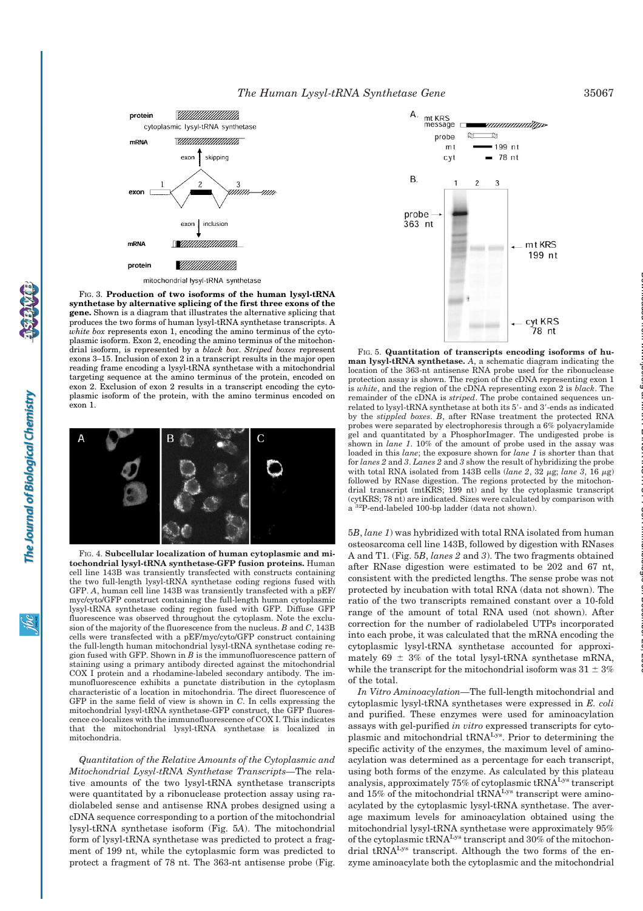FIG. 3. **Production of two isoforms of the human lysyl-tRNA synthetase by alternative splicing of the first three exons of the gene.** Shown is a diagram that illustrates the alternative splicing that produces the two forms of human lysyl-tRNA synthetase transcripts. A *white box* represents exon 1, encoding the amino terminus of the cytoplasmic isoform. Exon 2, encoding the amino terminus of the mitochondrial isoform, is represented by a *black box*. *Striped boxes* represent exons 3–15. Inclusion of exon 2 in a transcript results in the major open reading frame encoding a lysyl-tRNA synthetase with a mitochondrial targeting sequence at the amino terminus of the protein, encoded on exon 2. Exclusion of exon 2 results in a transcript encoding the cytoplasmic isoform of the protein, with the amino terminus encoded on exon 1.

FIG. 4. **Subcellular localization of human cytoplasmic and mitochondrial lysyl-tRNA synthetase-GFP fusion proteins.** Human cell line 143B was transiently transfected with constructs containing the two full-length lysyl-tRNA synthetase coding regions fused with GFP. *A*, human cell line 143B was transiently transfected with a pEF/myc/cyto/GFP construct containing the full-length human cytoplasmic lysyl-tRNA synthetase coding region fused with GFP. Diffuse GFP fluorescence was observed throughout the cytoplasm. Note the exclusion of the majority of the fluorescence from the nucleus. *B* and *C*, 143B cells were transfected with a pEF/myc/cyto/GFP construct containing the full-length human mitochondrial lysyl-tRNA synthetase coding region fused with GFP. Shown in *B* is the immunofluorescence pattern of staining using a primary antibody directed against the mitochondrial COX I protein and a rhodamine-labeled secondary antibody. The immunofluorescence exhibits a punctate distribution in the cytoplasm characteristic of a location in mitochondria. The direct fluorescence of GFP in the same field of view is shown in *C*. In cells expressing the mitochondrial lysyl-tRNA synthetase-GFP construct, the GFP fluorescence co-localizes with the immunofluorescence of COX I. This indicates that the mitochondrial lysyl-tRNA synthetase is localized in mitochondria.

*Quantitation of the Relative Amounts of the Cytoplasmic and Mitochondrial Lysyl-tRNA Synthetase Transcripts*—The relative amounts of the two lysyl-tRNA synthetase transcripts were quantitated by a ribonuclease protection assay using radiolabeled sense and antisense RNA probes designed using a cDNA sequence corresponding to a portion of the mitochondrial lysyl-tRNA synthetase isoform (Fig. 5*A*). The mitochondrial form of lysyl-tRNA synthetase was predicted to protect a fragment of 199 nt, while the cytoplasmic form was predicted to protect a fragment of 78 nt. The 363-nt antisense probe (Fig. 5*B*, *lane 1*) was hybridized with total RNA isolated from human osteosarcoma cell line 143B, followed by digestion with RNases A and T1. (Fig. 5*B*, *lanes 2* and *3*). The two fragments obtained after RNase digestion were estimated to be 202 and 67 nt, consistent with the predicted lengths. The sense probe was not protected by incubation with total RNA (data not shown). The ratio of the two transcripts remained constant over a 10-fold range of the amount of total RNA used (not shown). After correction for the number of radiolabeled UTPs incorporated into each probe, it was calculated that the mRNA encoding the cytoplasmic lysyl-tRNA synthetase accounted for approximately 69 ± 3% of the total lysyl-tRNA synthetase mRNA, while the transcript for the mitochondrial isoform was 31 ± 3% of the total.

FIG. 5. **Quantitation of transcripts encoding isoforms of human lysyl-tRNA synthetase.** *A*, a schematic diagram indicating the location of the 363-nt antisense RNA probe used for the ribonuclease protection assay is shown. The region of the cDNA representing exon 1 is *white*, and the region of the cDNA representing exon 2 is *black*. The remainder of the cDNA is *striped*. The probe contained sequences unrelated to lysyl-tRNA synthetase at both its 5′- and 3′-ends as indicated by the *stippled boxes*. *B*, after RNase treatment the protected RNA probes were separated by electrophoresis through a 6% polyacrylamide gel and quantitated by a PhosphorImager. The undigested probe is shown in *lane 1*. 10% of the amount of probe used in the assay was loaded in this *lane*; the exposure shown for *lane 1* is shorter than that for *lanes 2* and *3*. *Lanes 2* and *3* show the result of hybridizing the probe with total RNA isolated from 143B cells (*lane 2*, 32 μg; *lane 3*, 16 μg) followed by RNase digestion. The regions protected by the mitochondrial transcript (mtKRS; 199 nt) and by the cytoplasmic transcript (cytKRS; 78 nt) are indicated. Sizes were calculated by comparison with a $^{32}$P-end-labeled 100-bp ladder (data not shown).

*In Vitro Aminoacylation*—The full-length mitochondrial and cytoplasmic lysyl-tRNA synthetases were expressed in *E. coli* and purified. These enzymes were used for aminoacylation assays with gel-purified *in vitro* expressed transcripts for cytoplasmic and mitochondrial tRNA$^{Lys}$. Prior to determining the specific activity of the enzymes, the maximum level of aminoacylation was determined as a percentage for each transcript, using both forms of the enzyme. As calculated by this plateau analysis, approximately 75% of cytoplasmic tRNA$^{Lys}$ transcript and 15% of the mitochondrial tRNA$^{Lys}$ transcript were aminoacylated by the cytoplasmic lysyl-tRNA synthetase. The average maximum levels for aminoacylation obtained using the mitochondrial lysyl-tRNA synthetase were approximately 95% of the cytoplasmic tRNA$^{Lys}$ transcript and 30% of the mitochondrial tRNA$^{Lys}$ transcript. Although the two forms of the enzyme aminoacylate both the cytoplasmic and the mitochondrial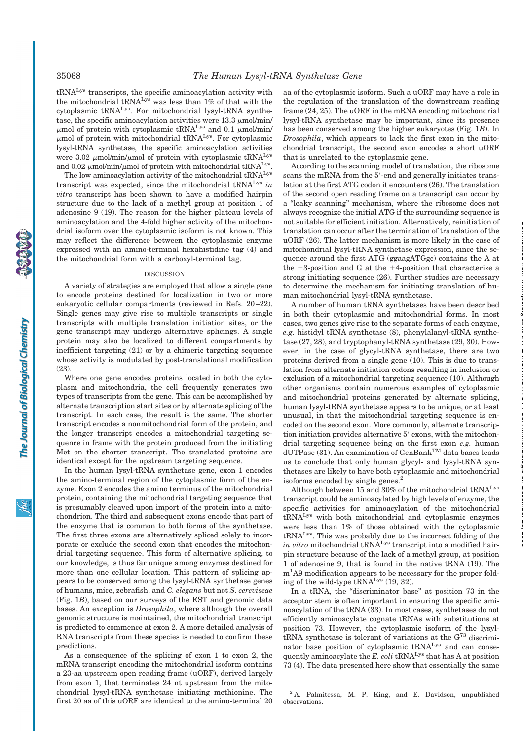tRNA$^{Lys}$ transcripts, the specific aminoacylation activity with the mitochondrial tRNA$^{Lys}$ was less than 1% of that with the cytoplasmic tRNA$^{Lys}$. For mitochondrial lysyl-tRNA synthetase, the specific aminoacylation activities were 13.3 μmol/min/μmol of protein with cytoplasmic tRNA$^{Lys}$ and 0.1 μmol/min/μmol of protein with mitochondrial tRNA$^{Lys}$. For cytoplasmic lysyl-tRNA synthetase, the specific aminoacylation activities were 3.02 μmol/min/μmol of protein with cytoplasmic tRNA$^{Lys}$ and 0.02 μmol/min/μmol of protein with mitochondrial tRNA$^{Lys}$.

The low aminoacylation activity of the mitochondrial tRNA$^{Lys}$ transcript was expected, since the mitochondrial tRNA$^{Lys}$ *in vitro* transcript has been shown to have a modified hairpin structure due to the lack of a methyl group at position 1 of adenosine 9 (19). The reason for the higher plateau levels of aminoacylation and the 4-fold higher activity of the mitochondrial isoform over the cytoplasmic isoform is not known. This may reflect the difference between the cytoplasmic enzyme expressed with an amino-terminal hexahistidine tag (4) and the mitochondrial form with a carboxyl-terminal tag.

## DISCUSSION

A variety of strategies are employed that allow a single gene to encode proteins destined for localization in two or more eukaryotic cellular compartments (reviewed in Refs. 20–22). Single genes may give rise to multiple transcripts or single transcripts with multiple translation initiation sites, or the gene transcript may undergo alternative splicings. A single protein may also be localized to different compartments by inefficient targeting (21) or by a chimeric targeting sequence whose activity is modulated by post-translational modification (23).

Where one gene encodes proteins located in both the cytoplasm and mitochondria, the cell frequently generates two types of transcripts from the gene. This can be accomplished by alternate transcription start sites or by alternate splicing of the transcript. In each case, the result is the same. The shorter transcript encodes a nonmitochondrial form of the protein, and the longer transcript encodes a mitochondrial targeting sequence in frame with the protein produced from the initiating Met on the shorter transcript. The translated proteins are identical except for the upstream targeting sequence.

In the human lysyl-tRNA synthetase gene, exon 1 encodes the amino-terminal region of the cytoplasmic form of the enzyme. Exon 2 encodes the amino terminus of the mitochondrial protein, containing the mitochondrial targeting sequence that is presumably cleaved upon import of the protein into a mitochondrion. The third and subsequent exons encode that part of the enzyme that is common to both forms of the synthetase. The first three exons are alternatively spliced solely to incorporate or exclude the second exon that encodes the mitochondrial targeting sequence. This form of alternative splicing, to our knowledge, is thus far unique among enzymes destined for more than one cellular location. This pattern of splicing appears to be conserved among the lysyl-tRNA synthetase genes of humans, mice, zebrafish, and *C. elegans* but not *S. cereviseae* (Fig. 1*B*), based on our surveys of the EST and genomic data bases. An exception is *Drosophila*, where although the overall genomic structure is maintained, the mitochondrial transcript is predicted to commence at exon 2. A more detailed analysis of RNA transcripts from these species is needed to confirm these predictions.

As a consequence of the splicing of exon 1 to exon 2, the mRNA transcript encoding the mitochondrial isoform contains a 23-aa upstream open reading frame (uORF), derived largely from exon 1, that terminates 24 nt upstream from the mitochondrial lysyl-tRNA synthetase initiating methionine. The first 20 aa of this uORF are identical to the amino-terminal 20 aa of the cytoplasmic isoform. Such a uORF may have a role in the regulation of the translation of the downstream reading frame (24, 25). The uORF in the mRNA encoding mitochondrial lysyl-tRNA synthetase may be important, since its presence has been conserved among the higher eukaryotes (Fig. 1*B*). In *Drosophila*, which appears to lack the first exon in the mitochondrial transcript, the second exon encodes a short uORF that is unrelated to the cytoplasmic gene.

According to the scanning model of translation, the ribosome scans the mRNA from the 5′-end and generally initiates translation at the first ATG codon it encounters (26). The translation of the second open reading frame on a transcript can occur by a "leaky scanning" mechanism, where the ribosome does not always recognize the initial ATG if the surrounding sequence is not suitable for efficient initiation. Alternatively, reinitiation of translation can occur after the termination of translation of the uORF (26). The latter mechanism is more likely in the case of mitochondrial lysyl-tRNA synthetase expression, since the sequence around the first ATG (ggaagATGgc) contains the A at the −3-position and G at the +4-position that characterize a strong initiating sequence (26). Further studies are necessary to determine the mechanism for initiating translation of human mitochondrial lysyl-tRNA synthetase.

A number of human tRNA synthetases have been described in both their cytoplasmic and mitochondrial forms. In most cases, two genes give rise to the separate forms of each enzyme, *e.g.* histidyl tRNA synthetase (8), phenylalanyl-tRNA synthetase (27, 28), and tryptophanyl-tRNA synthetase (29, 30). However, in the case of glycyl-tRNA synthetase, there are two proteins derived from a single gene (10). This is due to translation from alternate initiation codons resulting in inclusion or exclusion of a mitochondrial targeting sequence (10). Although other organisms contain numerous examples of cytoplasmic and mitochondrial proteins generated by alternate splicing, human lysyl-tRNA synthetase appears to be unique, or at least unusual, in that the mitochondrial targeting sequence is encoded on the second exon. More commonly, alternate transcription initiation provides alternative 5′ exons, with the mitochondrial targeting sequence being on the first exon *e.g.* human dUTPase (31). An examination of GenBank™ data bases leads us to conclude that only human glycyl- and lysyl-tRNA synthetases are likely to have both cytoplasmic and mitochondrial isoforms encoded by single genes.[2]

Although between 15 and 30% of the mitochondrial tRNA$^{Lys}$ transcript could be aminoacylated by high levels of enzyme, the specific activities for aminoacylation of the mitochondrial tRNA$^{Lys}$ with both mitochondrial and cytoplasmic enzymes were less than 1% of those obtained with the cytoplasmic tRNA$^{Lys}$. This was probably due to the incorrect folding of the *in vitro* mitochondrial tRNA$^{Lys}$ transcript into a modified hairpin structure because of the lack of a methyl group, at position 1 of adenosine 9, that is found in the native tRNA (19). The $m^1A9$ modification appears to be necessary for the proper folding of the wild-type tRNA$^{Lys}$ (19, 32).

In a tRNA, the "discriminator base" at position 73 in the acceptor stem is often important in ensuring the specific aminoacylation of the tRNA (33). In most cases, synthetases do not efficiently aminoacylate cognate tRNAs with substitutions at position 73. However, the cytoplasmic isoform of the lysyl-tRNA synthetase is tolerant of variations at the $G^{73}$ discriminator base position of cytoplasmic tRNA$^{Lys}$ and can consequently aminoacylate the *E. coli* tRNA$^{Lys}$ that has A at position 73 (4). The data presented here show that essentially the same

[2] A. Palmitessa, M. P. King, and E. Davidson, unpublished observations.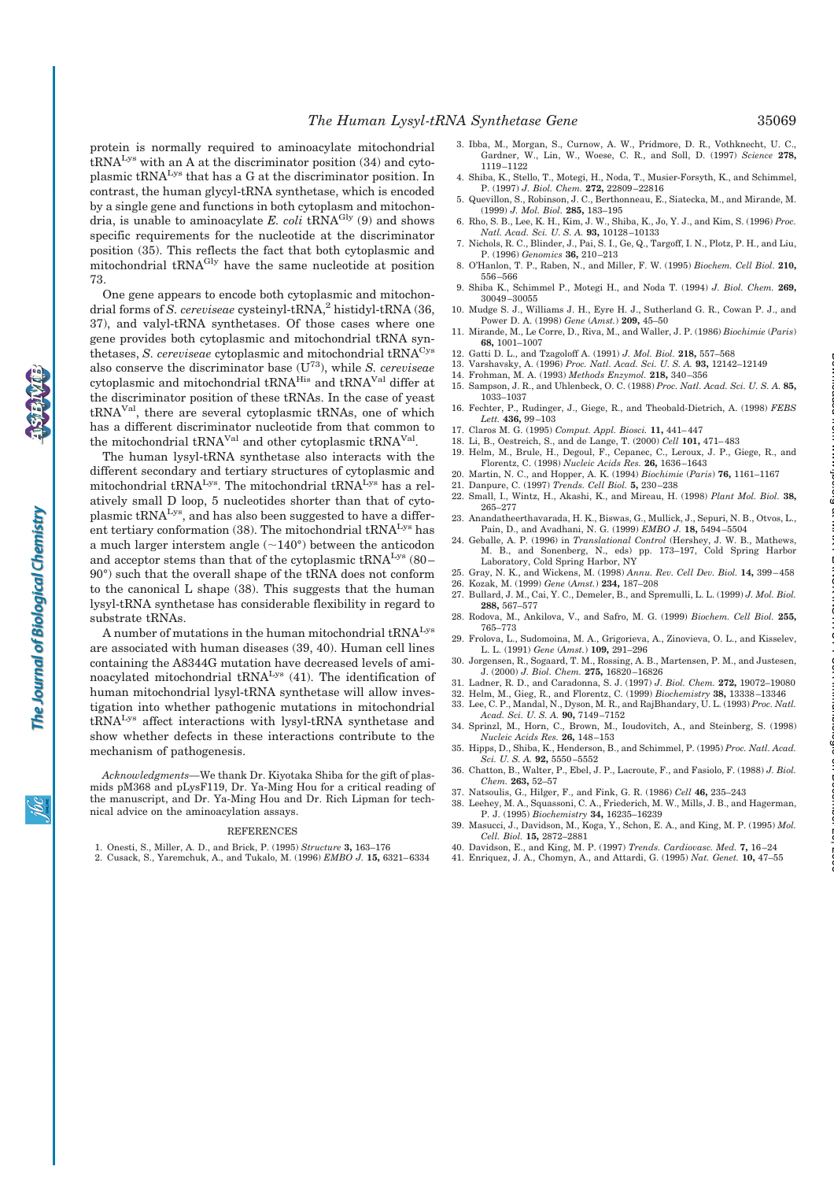protein is normally required to aminoacylate mitochondrial $tRNA^{Lys}$ with an A at the discriminator position (34) and cytoplasmic $tRNA^{Lys}$ that has a G at the discriminator position. In contrast, the human glycyl-tRNA synthetase, which is encoded by a single gene and functions in both cytoplasm and mitochondria, is unable to aminoacylate *E. coli* $tRNA^{Gly}$ (9) and shows specific requirements for the nucleotide at the discriminator position (35). This reflects the fact that both cytoplasmic and mitochondrial $tRNA^{Gly}$ have the same nucleotide at position 73.

One gene appears to encode both cytoplasmic and mitochondrial forms of *S. cereviseae* cysteinyl-tRNA,[2] histidyl-tRNA (36, 37), and valyl-tRNA synthetases. Of those cases where one gene provides both cytoplasmic and mitochondrial tRNA synthetases, *S. cereviseae* cytoplasmic and mitochondrial $tRNA^{Cys}$ also conserve the discriminator base ($U^{73}$), while *S. cereviseae* cytoplasmic and mitochondrial $tRNA^{His}$ and $tRNA^{Val}$ differ at the discriminator position of these tRNAs. In the case of yeast $tRNA^{Val}$, there are several cytoplasmic tRNAs, one of which has a different discriminator nucleotide from that common to the mitochondrial $tRNA^{Val}$ and other cytoplasmic $tRNA^{Val}$.

The human lysyl-tRNA synthetase also interacts with the different secondary and tertiary structures of cytoplasmic and mitochondrial $tRNA^{Lys}$. The mitochondrial $tRNA^{Lys}$ has a relatively small D loop, 5 nucleotides shorter than that of cytoplasmic $tRNA^{Lys}$, and has also been suggested to have a different tertiary conformation (38). The mitochondrial $tRNA^{Lys}$ has a much larger interstem angle (~140°) between the anticodon and acceptor stems than that of the cytoplasmic $tRNA^{Lys}$ (80–90°) such that the overall shape of the tRNA does not conform to the canonical L shape (38). This suggests that the human lysyl-tRNA synthetase has considerable flexibility in regard to substrate tRNAs.

A number of mutations in the human mitochondrial $tRNA^{Lys}$ are associated with human diseases (39, 40). Human cell lines containing the A8344G mutation have decreased levels of aminoacylated mitochondrial $tRNA^{Lys}$ (41). The identification of human mitochondrial lysyl-tRNA synthetase will allow investigation into whether pathogenic mutations in mitochondrial $tRNA^{Lys}$ affect interactions with lysyl-tRNA synthetase and show whether defects in these interactions contribute to the mechanism of pathogenesis.

*Acknowledgments*—We thank Dr. Kiyotaka Shiba for the gift of plasmids pM368 and pLysF119, Dr. Ya-Ming Hou for a critical reading of the manuscript, and Dr. Ya-Ming Hou and Dr. Rich Lipman for technical advice on the aminoacylation assays.

## REFERENCES

1. Onesti, S., Miller, A. D., and Brick, P. (1995) *Structure* **3,** 163–176
2. Cusack, S., Yaremchuk, A., and Tukalo, M. (1996) *EMBO J.* **15,** 6321–6334
3. Ibba, M., Morgan, S., Curnow, A. W., Pridmore, D. R., Vothknecht, U. C., Gardner, W., Lin, W., Woese, C. R., and Soll, D. (1997) *Science* **278,** 1119–1122
4. Shiba, K., Stello, T., Motegi, H., Noda, T., Musier-Forsyth, K., and Schimmel, P. (1997) *J. Biol. Chem.* **272,** 22809–22816
5. Quevillon, S., Robinson, J. C., Berthonneau, E., Siatecka, M., and Mirande, M. (1999) *J. Mol. Biol.* **285,** 183–195
6. Rho, S. B., Lee, K. H., Kim, J. W., Shiba, K., Jo, Y. J., and Kim, S. (1996) *Proc. Natl. Acad. Sci. U. S. A.* **93,** 10128–10133
7. Nichols, R. C., Blinder, J., Pai, S. I., Ge, Q., Targoff, I. N., Plotz, P. H., and Liu, P. (1996) *Genomics* **36,** 210–213
8. O'Hanlon, T. P., Raben, N., and Miller, F. W. (1995) *Biochem. Cell Biol.* **210,** 556–566
9. Shiba K., Schimmel P., Motegi H., and Noda T. (1994) *J. Biol. Chem.* **269,** 30049–30055
10. Mudge S. J., Williams J. H., Eyre H. J., Sutherland G. R., Cowan P. J., and Power D. A. (1998) *Gene* (*Amst.*) **209,** 45–50
11. Mirande, M., Le Corre, D., Riva, M., and Waller, J. P. (1986) *Biochimie* (*Paris*) **68,** 1001–1007
12. Gatti D. L., and Tzagoloff A. (1991) *J. Mol. Biol.* **218,** 557–568
13. Varshavsky, A. (1996) *Proc. Natl. Acad. Sci. U. S. A.* **93,** 12142–12149
14. Frohman, M. A. (1993) *Methods Enzymol.* **218,** 340–356
15. Sampson, J. R., and Uhlenbeck, O. C. (1988) *Proc. Natl. Acad. Sci. U. S. A.* **85,** 1033–1037
16. Fechter, P., Rudinger, J., Giege, R., and Theobald-Dietrich, A. (1998) *FEBS Lett.* **436,** 99–103
17. Claros M. G. (1995) *Comput. Appl. Biosci.* **11,** 441–447
18. Li, B., Oestreich, S., and de Lange, T. (2000) *Cell* **101,** 471–483
19. Helm, M., Brule, H., Degoul, F., Cepanec, C., Leroux, J. P., Giege, R., and Florentz, C. (1998) *Nucleic Acids Res.* **26,** 1636–1643
20. Martin, N. C., and Hopper, A. K. (1994) *Biochimie* (*Paris*) **76,** 1161–1167
21. Danpure, C. (1997) *Trends. Cell Biol.* **5,** 230–238
22. Small, I., Wintz, H., Akashi, K., and Mireau, H. (1998) *Plant Mol. Biol.* **38,** 265–277
23. Anandatheerthavarada, H. K., Biswas, G., Mullick, J., Sepuri, N. B., Otvos, L., Pain, D., and Avadhani, N. G. (1999) *EMBO J.* **18,** 5494–5504
24. Geballe, A. P. (1996) in *Translational Control* (Hershey, J. W. B., Mathews, M. B., and Sonenberg, N., eds) pp. 173–197, Cold Spring Harbor Laboratory, Cold Spring Harbor, NY
25. Gray, N. K., and Wickens, M. (1998) *Annu. Rev. Cell Dev. Biol.* **14,** 399–458
26. Kozak, M. (1999) *Gene* (*Amst.*) **234,** 187–208
27. Bullard, J. M., Cai, Y. C., Demeler, B., and Spremulli, L. L. (1999) *J. Mol. Biol.* **288,** 567–577
28. Rodova, M., Ankilova, V., and Safro, M. G. (1999) *Biochem. Cell Biol.* **255,** 765–773
29. Frolova, L., Sudomoina, M. A., Grigorieva, A., Zinovieva, O. L., and Kisselev, L. L. (1991) *Gene* (*Amst.*) **109,** 291–296
30. Jorgensen, R., Sogaard, T. M., Rossing, A. B., Martensen, P. M., and Justesen, J. (2000) *J. Biol. Chem.* **275,** 16820–16826
31. Ladner, R. D., and Caradonna, S. J. (1997) *J. Biol. Chem.* **272,** 19072–19080
32. Helm, M., Gieg, R., and Florentz, C. (1999) *Biochemistry* **38,** 13338–13346
33. Lee, C. P., Mandal, N., Dyson, M. R., and RajBhandary, U. L. (1993) *Proc. Natl. Acad. Sci. U. S. A.* **90,** 7149–7152
34. Sprinzl, M., Horn, C., Brown, M., Ioudovitch, A., and Steinberg, S. (1998) *Nucleic Acids Res.* **26,** 148–153
35. Hipps, D., Shiba, K., Henderson, B., and Schimmel, P. (1995) *Proc. Natl. Acad. Sci. U. S. A.* **92,** 5550–5552
36. Chatton, B., Walter, P., Ebel, J. P., Lacroute, F., and Fasiolo, F. (1988) *J. Biol. Chem.* **263,** 52–57
37. Natsoulis, G., Hilger, F., and Fink, G. R. (1986) *Cell* **46,** 235–243
38. Leehey, M. A., Squassoni, C. A., Friederich, M. W., Mills, J. B., and Hagerman, P. J. (1995) *Biochemistry* **34,** 16235–16239
39. Masucci, J., Davidson, M., Koga, Y., Schon, E. A., and King, M. P. (1995) *Mol. Cell. Biol.* **15,** 2872–2881
40. Davidson, E., and King, M. P. (1997) *Trends. Cardiovasc. Med.* **7,** 16–24
41. Enriquez, J. A., Chomyn, A., and Attardi, G. (1995) *Nat. Genet.* **10,** 47–55